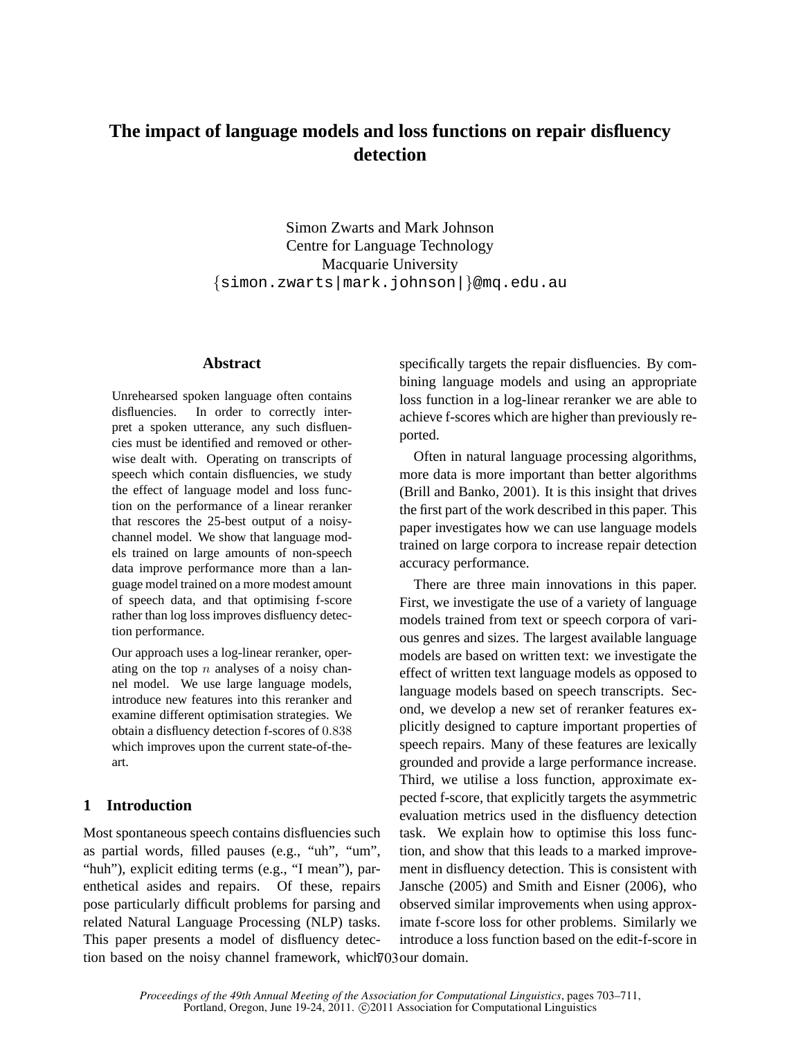# The impact of language models and loss functions on repair disfluency detection

Simon Zwarts and Mark Johnson
Centre for Language Technology
Macquarie University
{simon.zwarts|mark.johnson|}@mq.edu.au

## Abstract

Unrehearsed spoken language often contains disfluencies. In order to correctly interpret a spoken utterance, any such disfluencies must be identified and removed or otherwise dealt with. Operating on transcripts of speech which contain disfluencies, we study the effect of language model and loss function on the performance of a linear reranker that rescores the 25-best output of a noisy-channel model. We show that language models trained on large amounts of non-speech data improve performance more than a language model trained on a more modest amount of speech data, and that optimising f-score rather than log loss improves disfluency detection performance.

Our approach uses a log-linear reranker, operating on the top $n$ analyses of a noisy channel model. We use large language models, introduce new features into this reranker and examine different optimisation strategies. We obtain a disfluency detection f-scores of $0.838$ which improves upon the current state-of-the-art.

## 1 Introduction

Most spontaneous speech contains disfluencies such as partial words, filled pauses (e.g., "uh", "um", "huh"), explicit editing terms (e.g., "I mean"), parenthetical asides and repairs. Of these, repairs pose particularly difficult problems for parsing and related Natural Language Processing (NLP) tasks. This paper presents a model of disfluency detection based on the noisy channel framework, which specifically targets the repair disfluencies. By combining language models and using an appropriate loss function in a log-linear reranker we are able to achieve f-scores which are higher than previously reported.

Often in natural language processing algorithms, more data is more important than better algorithms (Brill and Banko, 2001). It is this insight that drives the first part of the work described in this paper. This paper investigates how we can use language models trained on large corpora to increase repair detection accuracy performance.

There are three main innovations in this paper. First, we investigate the use of a variety of language models trained from text or speech corpora of various genres and sizes. The largest available language models are based on written text: we investigate the effect of written text language models as opposed to language models based on speech transcripts. Second, we develop a new set of reranker features explicitly designed to capture important properties of speech repairs. Many of these features are lexically grounded and provide a large performance increase. Third, we utilise a loss function, approximate expected f-score, that explicitly targets the asymmetric evaluation metrics used in the disfluency detection task. We explain how to optimise this loss function, and show that this leads to a marked improvement in disfluency detection. This is consistent with Jansche (2005) and Smith and Eisner (2006), who observed similar improvements when using approximate f-score loss for other problems. Similarly we introduce a loss function based on the edit-f-score in our domain.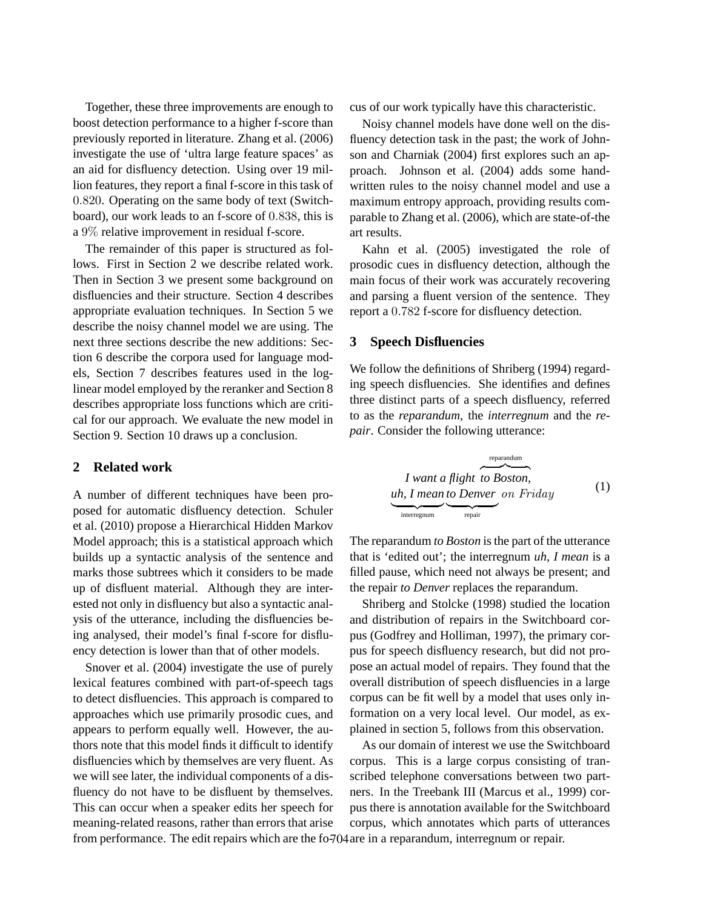Together, these three improvements are enough to boost detection performance to a higher f-score than previously reported in literature. Zhang et al. (2006) investigate the use of 'ultra large feature spaces' as an aid for disfluency detection. Using over 19 million features, they report a final f-score in this task of $0.820$. Operating on the same body of text (Switchboard), our work leads to an f-score of $0.838$, this is a $9\%$ relative improvement in residual f-score.

The remainder of this paper is structured as follows. First in Section 2 we describe related work. Then in Section 3 we present some background on disfluencies and their structure. Section 4 describes appropriate evaluation techniques. In Section 5 we describe the noisy channel model we are using. The next three sections describe the new additions: Section 6 describe the corpora used for language models, Section 7 describes features used in the log-linear model employed by the reranker and Section 8 describes appropriate loss functions which are critical for our approach. We evaluate the new model in Section 9. Section 10 draws up a conclusion.

## 2 Related work

A number of different techniques have been proposed for automatic disfluency detection. Schuler et al. (2010) propose a Hierarchical Hidden Markov Model approach; this is a statistical approach which builds up a syntactic analysis of the sentence and marks those subtrees which it considers to be made up of disfluent material. Although they are interested not only in disfluency but also a syntactic analysis of the utterance, including the disfluencies being analysed, their model's final f-score for disfluency detection is lower than that of other models.

Snover et al. (2004) investigate the use of purely lexical features combined with part-of-speech tags to detect disfluencies. This approach is compared to approaches which use primarily prosodic cues, and appears to perform equally well. However, the authors note that this model finds it difficult to identify disfluencies which by themselves are very fluent. As we will see later, the individual components of a disfluency do not have to be disfluent by themselves. This can occur when a speaker edits her speech for meaning-related reasons, rather than errors that arise from performance. The edit repairs which are the focus of our work typically have this characteristic.

Noisy channel models have done well on the disfluency detection task in the past; the work of Johnson and Charniak (2004) first explores such an approach. Johnson et al. (2004) adds some handwritten rules to the noisy channel model and use a maximum entropy approach, providing results comparable to Zhang et al. (2006), which are state-of-the art results.

Kahn et al. (2005) investigated the role of prosodic cues in disfluency detection, although the main focus of their work was accurately recovering and parsing a fluent version of the sentence. They report a $0.782$ f-score for disfluency detection.

## 3 Speech Disfluencies

We follow the definitions of Shriberg (1994) regarding speech disfluencies. She identifies and defines three distinct parts of a speech disfluency, referred to as the *reparandum*, the *interregnum* and the *repair*. Consider the following utterance:

$$\text{\textit{I want a flight }} \overbrace{\text{\textit{to Boston,}}}^{\text{reparandum}} \\ \underbrace{\text{\textit{uh, I mean}}}_{\text{interregnum}} \underbrace{\text{\textit{to Denver}}}_{\text{repair}} \; on\ Friday \qquad (1)$$

The reparandum *to Boston* is the part of the utterance that is 'edited out'; the interregnum *uh, I mean* is a filled pause, which need not always be present; and the repair *to Denver* replaces the reparandum.

Shriberg and Stolcke (1998) studied the location and distribution of repairs in the Switchboard corpus (Godfrey and Holliman, 1997), the primary corpus for speech disfluency research, but did not propose an actual model of repairs. They found that the overall distribution of speech disfluencies in a large corpus can be fit well by a model that uses only information on a very local level. Our model, as explained in section 5, follows from this observation.

As our domain of interest we use the Switchboard corpus. This is a large corpus consisting of transcribed telephone conversations between two partners. In the Treebank III (Marcus et al., 1999) corpus there is annotation available for the Switchboard corpus, which annotates which parts of utterances are in a reparandum, interregnum or repair.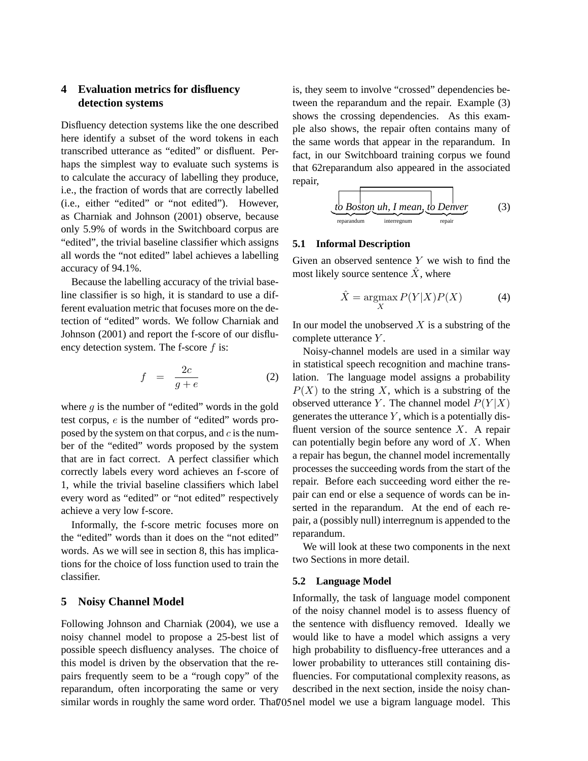## 4 Evaluation metrics for disfluency detection systems

Disfluency detection systems like the one described here identify a subset of the word tokens in each transcribed utterance as "edited" or disfluent. Perhaps the simplest way to evaluate such systems is to calculate the accuracy of labelling they produce, i.e., the fraction of words that are correctly labelled (i.e., either "edited" or "not edited"). However, as Charniak and Johnson (2001) observe, because only 5.9% of words in the Switchboard corpus are "edited", the trivial baseline classifier which assigns all words the "not edited" label achieves a labelling accuracy of 94.1%.

Because the labelling accuracy of the trivial baseline classifier is so high, it is standard to use a different evaluation metric that focuses more on the detection of "edited" words. We follow Charniak and Johnson (2001) and report the f-score of our disfluency detection system. The f-score $f$ is:

$$f = \frac{2c}{g+e} \qquad (2)$$

where $g$ is the number of "edited" words in the gold test corpus, $e$ is the number of "edited" words proposed by the system on that corpus, and $c$ is the number of the "edited" words proposed by the system that are in fact correct. A perfect classifier which correctly labels every word achieves an f-score of 1, while the trivial baseline classifiers which label every word as "edited" or "not edited" respectively achieve a very low f-score.

Informally, the f-score metric focuses more on the "edited" words than it does on the "not edited" words. As we will see in section 8, this has implications for the choice of loss function used to train the classifier.

## 5 Noisy Channel Model

Following Johnson and Charniak (2004), we use a noisy channel model to propose a 25-best list of possible speech disfluency analyses. The choice of this model is driven by the observation that the repairs frequently seem to be a "rough copy" of the reparandum, often incorporating the same or very similar words in roughly the same word order. That is, they seem to involve "crossed" dependencies between the reparandum and the repair. Example (3) shows the crossing dependencies. As this example also shows, the repair often contains many of the same words that appear in the reparandum. In fact, in our Switchboard training corpus we found that 62reparandum also appeared in the associated repair,

$$\underbrace{\textit{to Boston}}_{\text{reparandum}}\ \underbrace{\textit{uh, I mean,}}_{\text{interregnum}}\ \underbrace{\textit{to Denver}}_{\text{repair}} \qquad (3)$$

### 5.1 Informal Description

Given an observed sentence $Y$ we wish to find the most likely source sentence $\hat{X}$, where

$$\hat{X} = \operatorname*{argmax}_{X} P(Y|X)P(X) \qquad (4)$$

In our model the unobserved $X$ is a substring of the complete utterance $Y$.

Noisy-channel models are used in a similar way in statistical speech recognition and machine translation. The language model assigns a probability $P(X)$ to the string $X$, which is a substring of the observed utterance $Y$. The channel model $P(Y|X)$ generates the utterance $Y$, which is a potentially disfluent version of the source sentence $X$. A repair can potentially begin before any word of $X$. When a repair has begun, the channel model incrementally processes the succeeding words from the start of the repair. Before each succeeding word either the repair can end or else a sequence of words can be inserted in the reparandum. At the end of each repair, a (possibly null) interregnum is appended to the reparandum.

We will look at these two components in the next two Sections in more detail.

### 5.2 Language Model

Informally, the task of language model component of the noisy channel model is to assess fluency of the sentence with disfluency removed. Ideally we would like to have a model which assigns a very high probability to disfluency-free utterances and a lower probability to utterances still containing disfluencies. For computational complexity reasons, as described in the next section, inside the noisy channel model we use a bigram language model. This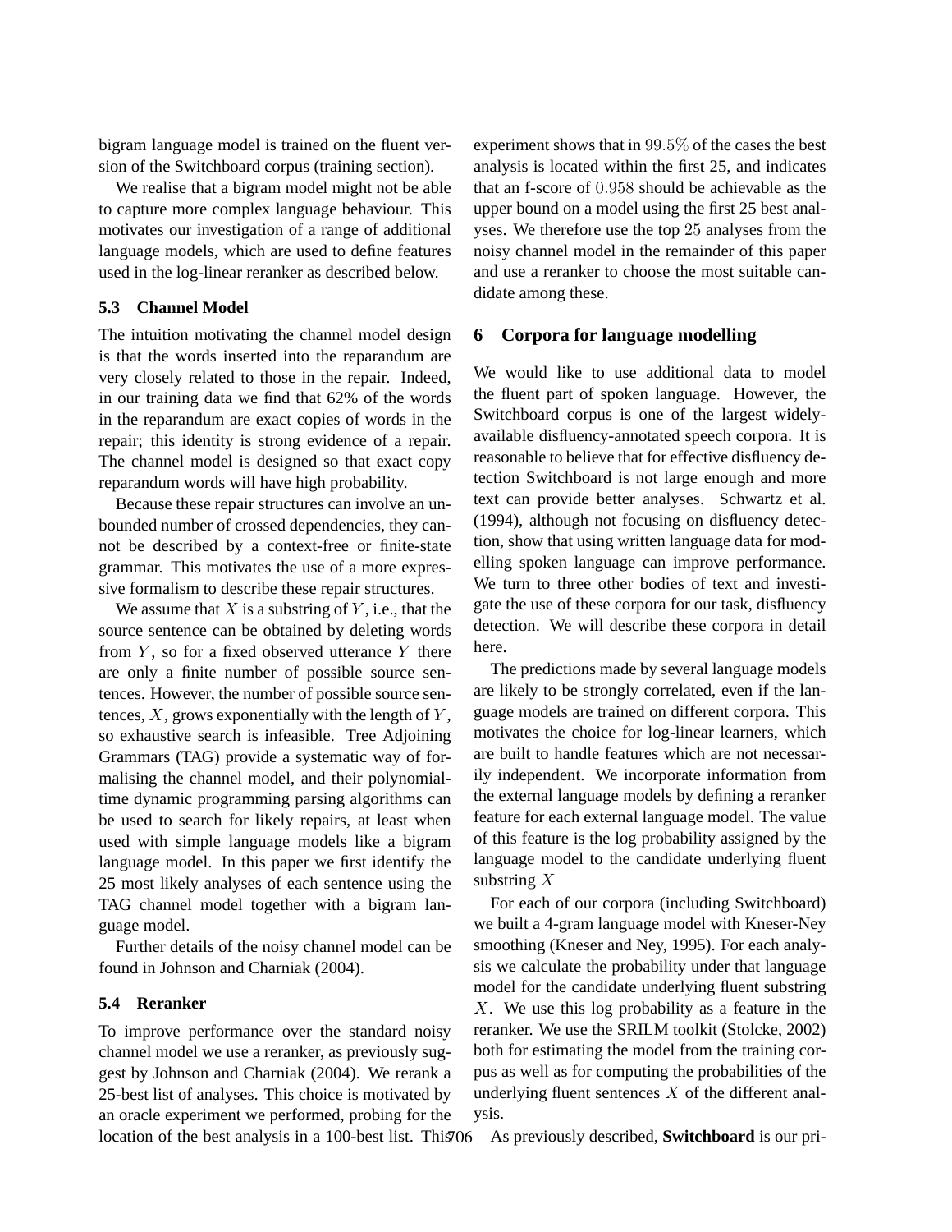bigram language model is trained on the fluent version of the Switchboard corpus (training section).

We realise that a bigram model might not be able to capture more complex language behaviour. This motivates our investigation of a range of additional language models, which are used to define features used in the log-linear reranker as described below.

### 5.3 Channel Model

The intuition motivating the channel model design is that the words inserted into the reparandum are very closely related to those in the repair. Indeed, in our training data we find that 62% of the words in the reparandum are exact copies of words in the repair; this identity is strong evidence of a repair. The channel model is designed so that exact copy reparandum words will have high probability.

Because these repair structures can involve an unbounded number of crossed dependencies, they cannot be described by a context-free or finite-state grammar. This motivates the use of a more expressive formalism to describe these repair structures.

We assume that $X$ is a substring of $Y$, i.e., that the source sentence can be obtained by deleting words from $Y$, so for a fixed observed utterance $Y$ there are only a finite number of possible source sentences. However, the number of possible source sentences, $X$, grows exponentially with the length of $Y$, so exhaustive search is infeasible. Tree Adjoining Grammars (TAG) provide a systematic way of formalising the channel model, and their polynomial-time dynamic programming parsing algorithms can be used to search for likely repairs, at least when used with simple language models like a bigram language model. In this paper we first identify the 25 most likely analyses of each sentence using the TAG channel model together with a bigram language model.

Further details of the noisy channel model can be found in Johnson and Charniak (2004).

### 5.4 Reranker

To improve performance over the standard noisy channel model we use a reranker, as previously suggest by Johnson and Charniak (2004). We rerank a 25-best list of analyses. This choice is motivated by an oracle experiment we performed, probing for the location of the best analysis in a 100-best list. This experiment shows that in $99.5\%$ of the cases the best analysis is located within the first 25, and indicates that an f-score of $0.958$ should be achievable as the upper bound on a model using the first 25 best analyses. We therefore use the top $25$ analyses from the noisy channel model in the remainder of this paper and use a reranker to choose the most suitable candidate among these.

## 6 Corpora for language modelling

We would like to use additional data to model the fluent part of spoken language. However, the Switchboard corpus is one of the largest widely-available disfluency-annotated speech corpora. It is reasonable to believe that for effective disfluency detection Switchboard is not large enough and more text can provide better analyses. Schwartz et al. (1994), although not focusing on disfluency detection, show that using written language data for modelling spoken language can improve performance. We turn to three other bodies of text and investigate the use of these corpora for our task, disfluency detection. We will describe these corpora in detail here.

The predictions made by several language models are likely to be strongly correlated, even if the language models are trained on different corpora. This motivates the choice for log-linear learners, which are built to handle features which are not necessarily independent. We incorporate information from the external language models by defining a reranker feature for each external language model. The value of this feature is the log probability assigned by the language model to the candidate underlying fluent substring $X$

For each of our corpora (including Switchboard) we built a 4-gram language model with Kneser-Ney smoothing (Kneser and Ney, 1995). For each analysis we calculate the probability under that language model for the candidate underlying fluent substring $X$. We use this log probability as a feature in the reranker. We use the SRILM toolkit (Stolcke, 2002) both for estimating the model from the training corpus as well as for computing the probabilities of the underlying fluent sentences $X$ of the different analysis.

As previously described, **Switchboard** is our pri-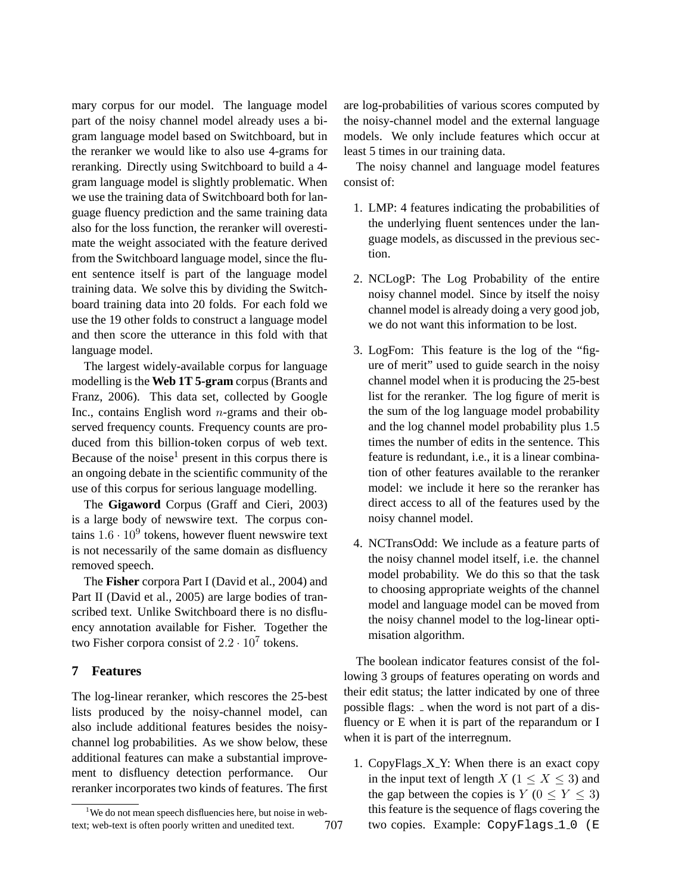mary corpus for our model. The language model part of the noisy channel model already uses a bigram language model based on Switchboard, but in the reranker we would like to also use 4-grams for reranking. Directly using Switchboard to build a 4-gram language model is slightly problematic. When we use the training data of Switchboard both for language fluency prediction and the same training data also for the loss function, the reranker will overestimate the weight associated with the feature derived from the Switchboard language model, since the fluent sentence itself is part of the language model training data. We solve this by dividing the Switchboard training data into 20 folds. For each fold we use the 19 other folds to construct a language model and then score the utterance in this fold with that language model.

The largest widely-available corpus for language modelling is the **Web 1T 5-gram** corpus (Brants and Franz, 2006). This data set, collected by Google Inc., contains English word $n$-grams and their observed frequency counts. Frequency counts are produced from this billion-token corpus of web text. Because of the noise[1] present in this corpus there is an ongoing debate in the scientific community of the use of this corpus for serious language modelling.

The **Gigaword** Corpus (Graff and Cieri, 2003) is a large body of newswire text. The corpus contains $1.6 \cdot 10^9$ tokens, however fluent newswire text is not necessarily of the same domain as disfluency removed speech.

The **Fisher** corpora Part I (David et al., 2004) and Part II (David et al., 2005) are large bodies of transcribed text. Unlike Switchboard there is no disfluency annotation available for Fisher. Together the two Fisher corpora consist of $2.2 \cdot 10^7$ tokens.

## 7 Features

The log-linear reranker, which rescores the 25-best lists produced by the noisy-channel model, can also include additional features besides the noisy-channel log probabilities. As we show below, these additional features can make a substantial improvement to disfluency detection performance. Our reranker incorporates two kinds of features. The first are log-probabilities of various scores computed by the noisy-channel model and the external language models. We only include features which occur at least 5 times in our training data.

The noisy channel and language model features consist of:

1. LMP: 4 features indicating the probabilities of the underlying fluent sentences under the language models, as discussed in the previous section.
2. NCLogP: The Log Probability of the entire noisy channel model. Since by itself the noisy channel model is already doing a very good job, we do not want this information to be lost.
3. LogFom: This feature is the log of the "figure of merit" used to guide search in the noisy channel model when it is producing the 25-best list for the reranker. The log figure of merit is the sum of the log language model probability and the log channel model probability plus 1.5 times the number of edits in the sentence. This feature is redundant, i.e., it is a linear combination of other features available to the reranker model: we include it here so the reranker has direct access to all of the features used by the noisy channel model.
4. NCTransOdd: We include as a feature parts of the noisy channel model itself, i.e. the channel model probability. We do this so that the task to choosing appropriate weights of the channel model and language model can be moved from the noisy channel model to the log-linear optimisation algorithm.

The boolean indicator features consist of the following 3 groups of features operating on words and their edit status; the latter indicated by one of three possible flags: _ when the word is not part of a disfluency or E when it is part of the reparandum or I when it is part of the interregnum.

1. CopyFlags_X_Y: When there is an exact copy in the input text of length $X$ ($1 \leq X \leq 3$) and the gap between the copies is $Y$ ($0 \leq Y \leq 3$) this feature is the sequence of flags covering the two copies. Example: `CopyFlags_1_0 (E`

[1] We do not mean speech disfluencies here, but noise in web-text; web-text is often poorly written and unedited text.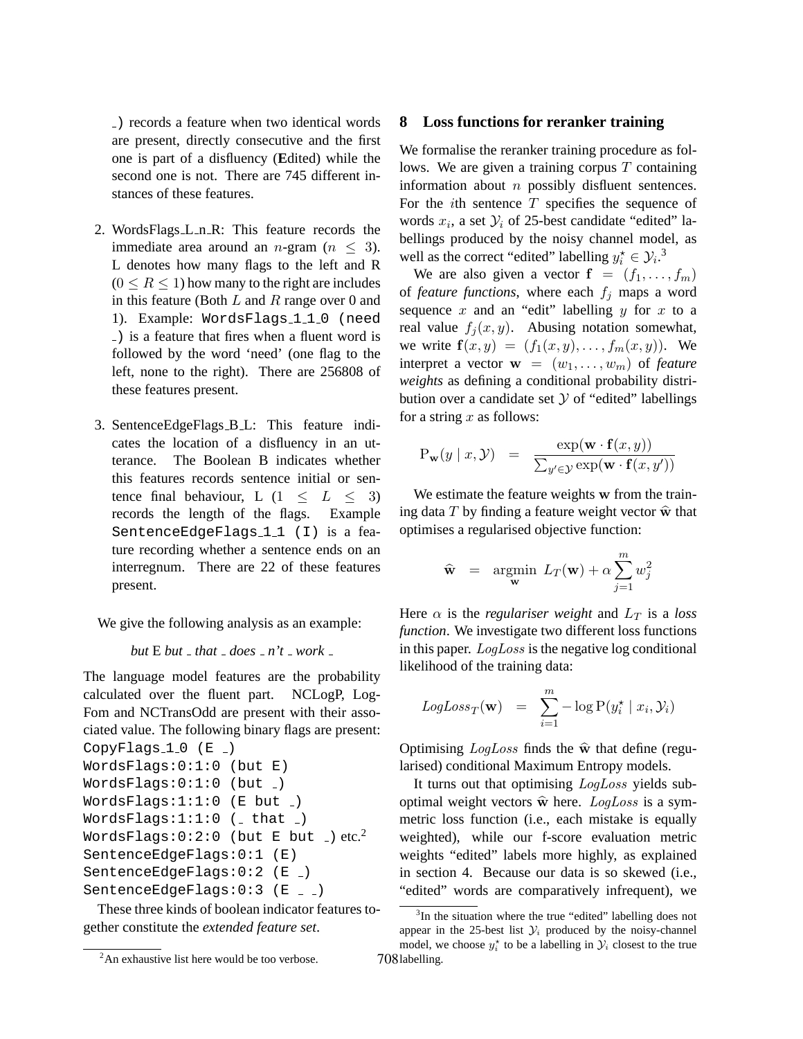_) records a feature when two identical words are present, directly consecutive and the first one is part of a disfluency (Edited) while the second one is not. There are 745 different instances of these features.

2. WordsFlags_L_n_R: This feature records the immediate area around an $n$-gram ($n \leq 3$). L denotes how many flags to the left and R ($0 \leq R \leq 1$) how many to the right are includes in this feature (Both $L$ and $R$ range over 0 and 1). Example: `WordsFlags_1_1_0 (need _)` is a feature that fires when a fluent word is followed by the word 'need' (one flag to the left, none to the right). There are 256808 of these features present.

3. SentenceEdgeFlags_B_L: This feature indicates the location of a disfluency in an utterance. The Boolean B indicates whether this features records sentence initial or sentence final behaviour, L ($1 \leq L \leq 3$) records the length of the flags. Example `SentenceEdgeFlags_1_1 (I)` is a feature recording whether a sentence ends on an interregnum. There are 22 of these features present.

We give the following analysis as an example:

*but* E *but* _ *that* _ *does* _ *n't* _ *work* _

The language model features are the probability calculated over the fluent part. NCLogP, LogFom and NCTransOdd are present with their associated value. The following binary flags are present:

```
CopyFlags_1_0 (E _)
WordsFlags:0:1:0 (but E)
WordsFlags:0:1:0 (but _)
WordsFlags:1:1:0 (E but _)
WordsFlags:1:1:0 (_ that _)
WordsFlags:0:2:0 (but E but _) etc.[2]
SentenceEdgeFlags:0:1 (E)
SentenceEdgeFlags:0:2 (E _)
SentenceEdgeFlags:0:3 (E _ _)
```

These three kinds of boolean indicator features together constitute the *extended feature set*.

[2] An exhaustive list here would be too verbose.

## 8 Loss functions for reranker training

We formalise the reranker training procedure as follows. We are given a training corpus $T$ containing information about $n$ possibly disfluent sentences. For the $i$th sentence $T$ specifies the sequence of words $x_i$, a set $\mathcal{Y}_i$ of 25-best candidate "edited" labellings produced by the noisy channel model, as well as the correct "edited" labelling $y_i^\star \in \mathcal{Y}_i$.[3]

We are also given a vector $\mathbf{f} = (f_1, \ldots, f_m)$ of *feature functions*, where each $f_j$ maps a word sequence $x$ and an "edit" labelling $y$ for $x$ to a real value $f_j(x, y)$. Abusing notation somewhat, we write $\mathbf{f}(x, y) = (f_1(x, y), \ldots, f_m(x, y))$. We interpret a vector $\mathbf{w} = (w_1, \ldots, w_m)$ of *feature weights* as defining a conditional probability distribution over a candidate set $\mathcal{Y}$ of "edited" labellings for a string $x$ as follows:

$$\mathrm{P}_{\mathbf{w}}(y \mid x, \mathcal{Y}) = \frac{\exp(\mathbf{w} \cdot \mathbf{f}(x, y))}{\sum_{y' \in \mathcal{Y}} \exp(\mathbf{w} \cdot \mathbf{f}(x, y'))}$$

We estimate the feature weights $\mathbf{w}$ from the training data $T$ by finding a feature weight vector $\widehat{\mathbf{w}}$ that optimises a regularised objective function:

$$\widehat{\mathbf{w}} = \underset{\mathbf{w}}{\operatorname{argmin}} \; L_T(\mathbf{w}) + \alpha \sum_{j=1}^{m} w_j^2$$

Here $\alpha$ is the *regulariser weight* and $L_T$ is a *loss function*. We investigate two different loss functions in this paper. $LogLoss$ is the negative log conditional likelihood of the training data:

$$LogLoss_T(\mathbf{w}) = \sum_{i=1}^{m} -\log \mathrm{P}(y_i^\star \mid x_i, \mathcal{Y}_i)$$

Optimising $LogLoss$ finds the $\widehat{\mathbf{w}}$ that define (regularised) conditional Maximum Entropy models.

It turns out that optimising $LogLoss$ yields suboptimal weight vectors $\widehat{\mathbf{w}}$ here. $LogLoss$ is a symmetric loss function (i.e., each mistake is equally weighted), while our f-score evaluation metric weights "edited" labels more highly, as explained in section 4. Because our data is so skewed (i.e., "edited" words are comparatively infrequent), we

[3] In the situation where the true "edited" labelling does not appear in the 25-best list $\mathcal{Y}_i$ produced by the noisy-channel model, we choose $y_i^\star$ to be a labelling in $\mathcal{Y}_i$ closest to the true labelling.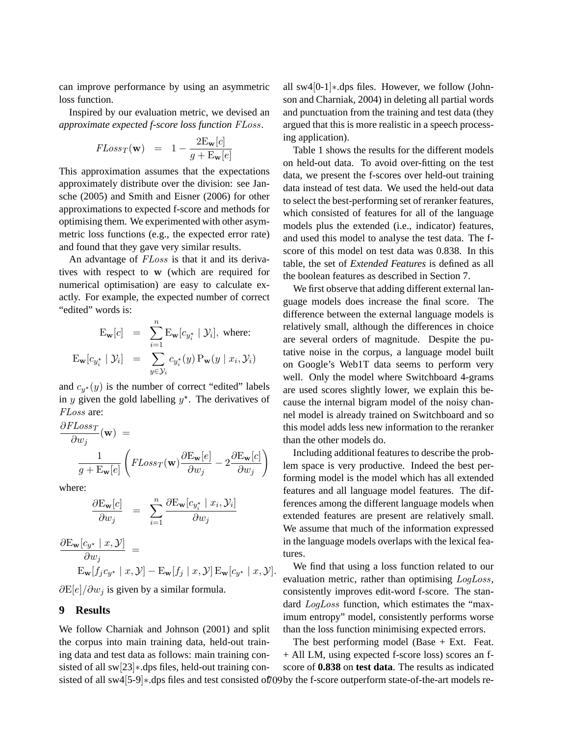can improve performance by using an asymmetric loss function.

Inspired by our evaluation metric, we devised an *approximate expected f-score loss function* $FLoss$.

$$FLoss_T(\mathbf{w}) \;=\; 1 - \frac{2\mathrm{E}_{\mathbf{w}}[c]}{g + \mathrm{E}_{\mathbf{w}}[e]}$$

This approximation assumes that the expectations approximately distribute over the division: see Jansche (2005) and Smith and Eisner (2006) for other approximations to expected f-score and methods for optimising them. We experimented with other asymmetric loss functions (e.g., the expected error rate) and found that they gave very similar results.

An advantage of $FLoss$ is that it and its derivatives with respect to $\mathbf{w}$ (which are required for numerical optimisation) are easy to calculate exactly. For example, the expected number of correct "edited" words is:

$$\mathrm{E}_{\mathbf{w}}[c] \;=\; \sum_{i=1}^{n} \mathrm{E}_{\mathbf{w}}[c_{y_i^\star} \mid \mathcal{Y}_i], \text{ where:}$$

$$\mathrm{E}_{\mathbf{w}}[c_{y_i^\star} \mid \mathcal{Y}_i] \;=\; \sum_{y \in \mathcal{Y}_i} c_{y_i^\star}(y)\, \mathrm{P}_{\mathbf{w}}(y \mid x_i, \mathcal{Y}_i)$$

and $c_{y^\star}(y)$ is the number of correct "edited" labels in $y$ given the gold labelling $y^\star$. The derivatives of $FLoss$ are:

$$\frac{\partial FLoss_T}{\partial w_j}(\mathbf{w}) \;=\; \frac{1}{g + \mathrm{E}_{\mathbf{w}}[e]} \left( FLoss_T(\mathbf{w}) \frac{\partial \mathrm{E}_{\mathbf{w}}[e]}{\partial w_j} - 2 \frac{\partial \mathrm{E}_{\mathbf{w}}[c]}{\partial w_j} \right)$$

where:

$$\frac{\partial \mathrm{E}_{\mathbf{w}}[c]}{\partial w_j} \;=\; \sum_{i=1}^{n} \frac{\partial \mathrm{E}_{\mathbf{w}}[c_{y_i^\star} \mid x_i, \mathcal{Y}_i]}{\partial w_j}$$

$$\frac{\partial \mathrm{E}_{\mathbf{w}}[c_{y^\star} \mid x, \mathcal{Y}]}{\partial w_j} \;=\; \mathrm{E}_{\mathbf{w}}[f_j c_{y^\star} \mid x, \mathcal{Y}] - \mathrm{E}_{\mathbf{w}}[f_j \mid x, \mathcal{Y}]\, \mathrm{E}_{\mathbf{w}}[c_{y^\star} \mid x, \mathcal{Y}].$$

$\partial \mathrm{E}[e]/\partial w_j$ is given by a similar formula.

## 9 Results

We follow Charniak and Johnson (2001) and split the corpus into main training data, held-out training data and test data as follows: main training consisted of all sw[23]∗.dps files, held-out training consisted of all sw4[5-9]∗.dps files and test consisted of all sw4[0-1]∗.dps files. However, we follow (Johnson and Charniak, 2004) in deleting all partial words and punctuation from the training and test data (they argued that this is more realistic in a speech processing application).

Table 1 shows the results for the different models on held-out data. To avoid over-fitting on the test data, we present the f-scores over held-out training data instead of test data. We used the held-out data to select the best-performing set of reranker features, which consisted of features for all of the language models plus the extended (i.e., indicator) features, and used this model to analyse the test data. The f-score of this model on test data was 0.838. In this table, the set of *Extended Features* is defined as all the boolean features as described in Section 7.

We first observe that adding different external language models does increase the final score. The difference between the external language models is relatively small, although the differences in choice are several orders of magnitude. Despite the putative noise in the corpus, a language model built on Google's Web1T data seems to perform very well. Only the model where Switchboard 4-grams are used scores slightly lower, we explain this because the internal bigram model of the noisy channel model is already trained on Switchboard and so this model adds less new information to the reranker than the other models do.

Including additional features to describe the problem space is very productive. Indeed the best performing model is the model which has all extended features and all language model features. The differences among the different language models when extended features are present are relatively small. We assume that much of the information expressed in the language models overlaps with the lexical features.

We find that using a loss function related to our evaluation metric, rather than optimising $LogLoss$, consistently improves edit-word f-score. The standard $LogLoss$ function, which estimates the "maximum entropy" model, consistently performs worse than the loss function minimising expected errors.

The best performing model (Base + Ext. Feat. + All LM, using expected f-score loss) scores an f-score of **0.838** on **test data**. The results as indicated by the f-score outperform state-of-the-art models re-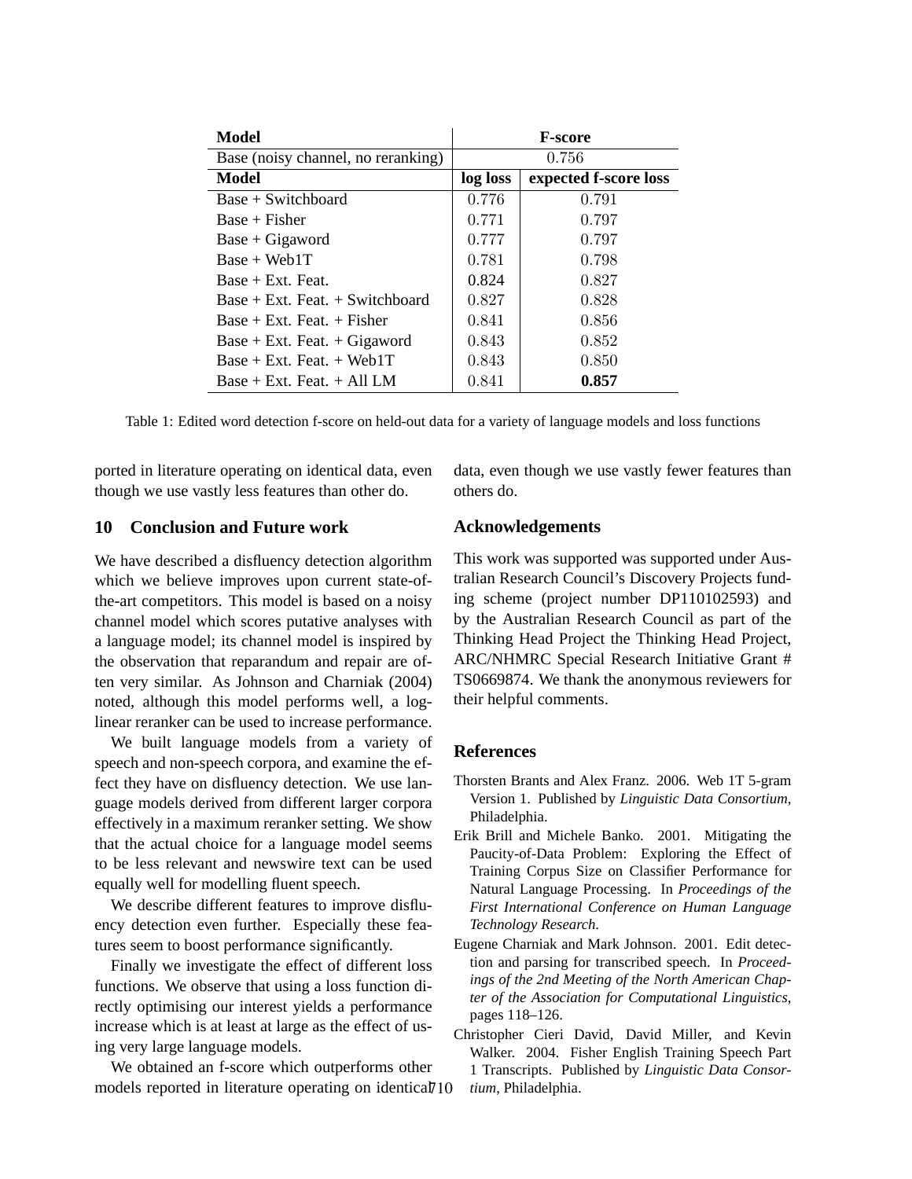| Model | F-score | |
|---|---|---|
| Base (noisy channel, no reranking) | 0.756 | |
| **Model** | **log loss** | **expected f-score loss** |
| Base + Switchboard | 0.776 | 0.791 |
| Base + Fisher | 0.771 | 0.797 |
| Base + Gigaword | 0.777 | 0.797 |
| Base + Web1T | 0.781 | 0.798 |
| Base + Ext. Feat. | 0.824 | 0.827 |
| Base + Ext. Feat. + Switchboard | 0.827 | 0.828 |
| Base + Ext. Feat. + Fisher | 0.841 | 0.856 |
| Base + Ext. Feat. + Gigaword | 0.843 | 0.852 |
| Base + Ext. Feat. + Web1T | 0.843 | 0.850 |
| Base + Ext. Feat. + All LM | 0.841 | **0.857** |

Table 1: Edited word detection f-score on held-out data for a variety of language models and loss functions

ported in literature operating on identical data, even though we use vastly less features than other do.

## 10 Conclusion and Future work

We have described a disfluency detection algorithm which we believe improves upon current state-of-the-art competitors. This model is based on a noisy channel model which scores putative analyses with a language model; its channel model is inspired by the observation that reparandum and repair are often very similar. As Johnson and Charniak (2004) noted, although this model performs well, a log-linear reranker can be used to increase performance.

We built language models from a variety of speech and non-speech corpora, and examine the effect they have on disfluency detection. We use language models derived from different larger corpora effectively in a maximum reranker setting. We show that the actual choice for a language model seems to be less relevant and newswire text can be used equally well for modelling fluent speech.

We describe different features to improve disfluency detection even further. Especially these features seem to boost performance significantly.

Finally we investigate the effect of different loss functions. We observe that using a loss function directly optimising our interest yields a performance increase which is at least at large as the effect of using very large language models.

We obtained an f-score which outperforms other models reported in literature operating on identical data, even though we use vastly fewer features than others do.

## Acknowledgements

This work was supported was supported under Australian Research Council's Discovery Projects funding scheme (project number DP110102593) and by the Australian Research Council as part of the Thinking Head Project the Thinking Head Project, ARC/NHMRC Special Research Initiative Grant # TS0669874. We thank the anonymous reviewers for their helpful comments.

## References

Thorsten Brants and Alex Franz. 2006. Web 1T 5-gram Version 1. Published by *Linguistic Data Consortium*, Philadelphia.

Erik Brill and Michele Banko. 2001. Mitigating the Paucity-of-Data Problem: Exploring the Effect of Training Corpus Size on Classifier Performance for Natural Language Processing. In *Proceedings of the First International Conference on Human Language Technology Research*.

Eugene Charniak and Mark Johnson. 2001. Edit detection and parsing for transcribed speech. In *Proceedings of the 2nd Meeting of the North American Chapter of the Association for Computational Linguistics*, pages 118–126.

Christopher Cieri David, David Miller, and Kevin Walker. 2004. Fisher English Training Speech Part 1 Transcripts. Published by *Linguistic Data Consortium*, Philadelphia.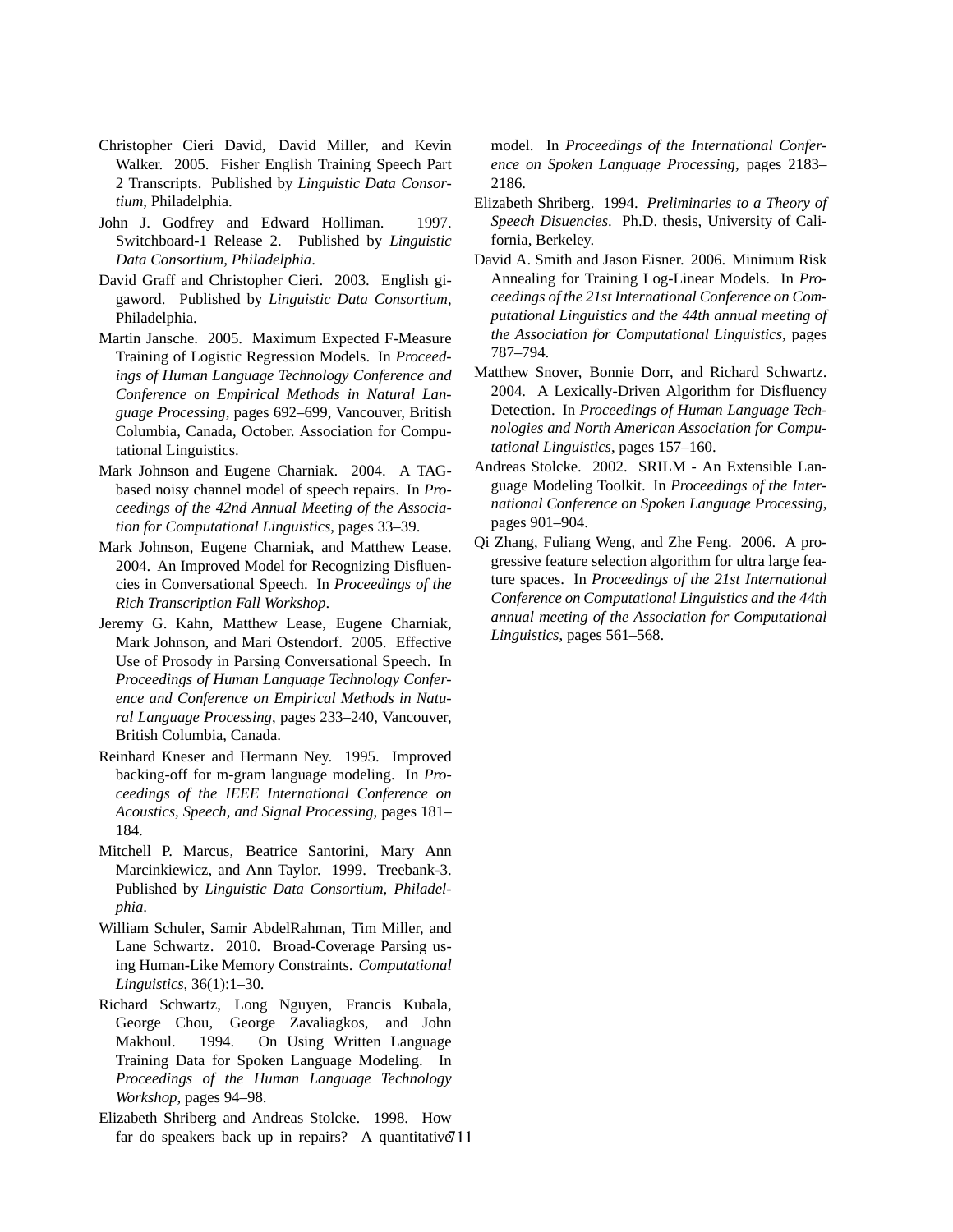Christopher Cieri David, David Miller, and Kevin Walker. 2005. Fisher English Training Speech Part 2 Transcripts. Published by *Linguistic Data Consortium*, Philadelphia.

John J. Godfrey and Edward Holliman. 1997. Switchboard-1 Release 2. Published by *Linguistic Data Consortium, Philadelphia*.

David Graff and Christopher Cieri. 2003. English gigaword. Published by *Linguistic Data Consortium*, Philadelphia.

Martin Jansche. 2005. Maximum Expected F-Measure Training of Logistic Regression Models. In *Proceedings of Human Language Technology Conference and Conference on Empirical Methods in Natural Language Processing*, pages 692–699, Vancouver, British Columbia, Canada, October. Association for Computational Linguistics.

Mark Johnson and Eugene Charniak. 2004. A TAG-based noisy channel model of speech repairs. In *Proceedings of the 42nd Annual Meeting of the Association for Computational Linguistics*, pages 33–39.

Mark Johnson, Eugene Charniak, and Matthew Lease. 2004. An Improved Model for Recognizing Disfluencies in Conversational Speech. In *Proceedings of the Rich Transcription Fall Workshop*.

Jeremy G. Kahn, Matthew Lease, Eugene Charniak, Mark Johnson, and Mari Ostendorf. 2005. Effective Use of Prosody in Parsing Conversational Speech. In *Proceedings of Human Language Technology Conference and Conference on Empirical Methods in Natural Language Processing*, pages 233–240, Vancouver, British Columbia, Canada.

Reinhard Kneser and Hermann Ney. 1995. Improved backing-off for m-gram language modeling. In *Proceedings of the IEEE International Conference on Acoustics, Speech, and Signal Processing*, pages 181–184.

Mitchell P. Marcus, Beatrice Santorini, Mary Ann Marcinkiewicz, and Ann Taylor. 1999. Treebank-3. Published by *Linguistic Data Consortium, Philadelphia*.

William Schuler, Samir AbdelRahman, Tim Miller, and Lane Schwartz. 2010. Broad-Coverage Parsing using Human-Like Memory Constraints. *Computational Linguistics*, 36(1):1–30.

Richard Schwartz, Long Nguyen, Francis Kubala, George Chou, George Zavaliagkos, and John Makhoul. 1994. On Using Written Language Training Data for Spoken Language Modeling. In *Proceedings of the Human Language Technology Workshop*, pages 94–98.

Elizabeth Shriberg and Andreas Stolcke. 1998. How far do speakers back up in repairs? A quantitative model. In *Proceedings of the International Conference on Spoken Language Processing*, pages 2183–2186.

Elizabeth Shriberg. 1994. *Preliminaries to a Theory of Speech Disuencies*. Ph.D. thesis, University of California, Berkeley.

David A. Smith and Jason Eisner. 2006. Minimum Risk Annealing for Training Log-Linear Models. In *Proceedings of the 21st International Conference on Computational Linguistics and the 44th annual meeting of the Association for Computational Linguistics*, pages 787–794.

Matthew Snover, Bonnie Dorr, and Richard Schwartz. 2004. A Lexically-Driven Algorithm for Disfluency Detection. In *Proceedings of Human Language Technologies and North American Association for Computational Linguistics*, pages 157–160.

Andreas Stolcke. 2002. SRILM - An Extensible Language Modeling Toolkit. In *Proceedings of the International Conference on Spoken Language Processing*, pages 901–904.

Qi Zhang, Fuliang Weng, and Zhe Feng. 2006. A progressive feature selection algorithm for ultra large feature spaces. In *Proceedings of the 21st International Conference on Computational Linguistics and the 44th annual meeting of the Association for Computational Linguistics*, pages 561–568.